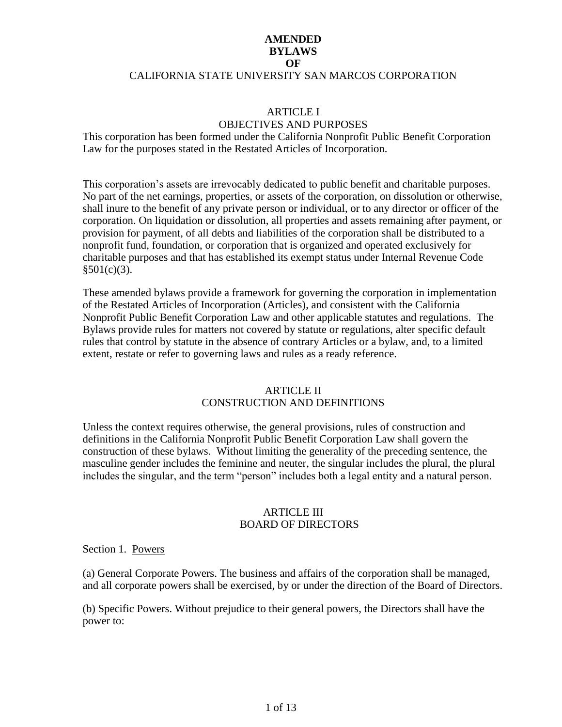# AMENDED BYLAWS OF

CALIFORNIA STATE UNIVERSITY SAN MARCOS CORPORATION

## ARTICLE I
## OBJECTIVES AND PURPOSES

This corporation has been formed under the California Nonprofit Public Benefit Corporation Law for the purposes stated in the Restated Articles of Incorporation.

This corporation's assets are irrevocably dedicated to public benefit and charitable purposes. No part of the net earnings, properties, or assets of the corporation, on dissolution or otherwise, shall inure to the benefit of any private person or individual, or to any director or officer of the corporation. On liquidation or dissolution, all properties and assets remaining after payment, or provision for payment, of all debts and liabilities of the corporation shall be distributed to a nonprofit fund, foundation, or corporation that is organized and operated exclusively for charitable purposes and that has established its exempt status under Internal Revenue Code §501(c)(3).

These amended bylaws provide a framework for governing the corporation in implementation of the Restated Articles of Incorporation (Articles), and consistent with the California Nonprofit Public Benefit Corporation Law and other applicable statutes and regulations. The Bylaws provide rules for matters not covered by statute or regulations, alter specific default rules that control by statute in the absence of contrary Articles or a bylaw, and, to a limited extent, restate or refer to governing laws and rules as a ready reference.

## ARTICLE II
## CONSTRUCTION AND DEFINITIONS

Unless the context requires otherwise, the general provisions, rules of construction and definitions in the California Nonprofit Public Benefit Corporation Law shall govern the construction of these bylaws. Without limiting the generality of the preceding sentence, the masculine gender includes the feminine and neuter, the singular includes the plural, the plural includes the singular, and the term "person" includes both a legal entity and a natural person.

## ARTICLE III
## BOARD OF DIRECTORS

Section 1. <u>Powers</u>

(a) General Corporate Powers. The business and affairs of the corporation shall be managed, and all corporate powers shall be exercised, by or under the direction of the Board of Directors.

(b) Specific Powers. Without prejudice to their general powers, the Directors shall have the power to: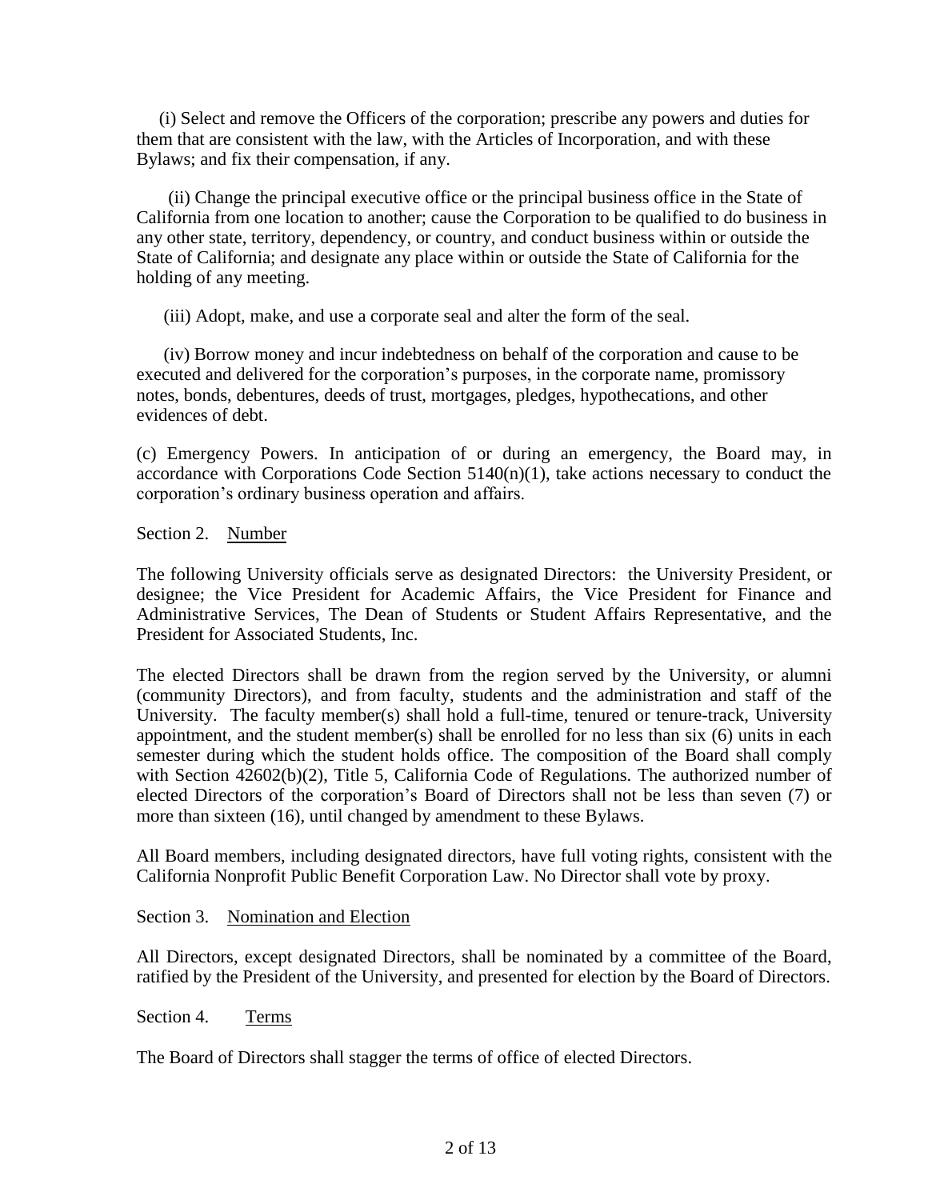(i) Select and remove the Officers of the corporation; prescribe any powers and duties for them that are consistent with the law, with the Articles of Incorporation, and with these Bylaws; and fix their compensation, if any.

(ii) Change the principal executive office or the principal business office in the State of California from one location to another; cause the Corporation to be qualified to do business in any other state, territory, dependency, or country, and conduct business within or outside the State of California; and designate any place within or outside the State of California for the holding of any meeting.

(iii) Adopt, make, and use a corporate seal and alter the form of the seal.

(iv) Borrow money and incur indebtedness on behalf of the corporation and cause to be executed and delivered for the corporation's purposes, in the corporate name, promissory notes, bonds, debentures, deeds of trust, mortgages, pledges, hypothecations, and other evidences of debt.

(c) Emergency Powers. In anticipation of or during an emergency, the Board may, in accordance with Corporations Code Section 5140(n)(1), take actions necessary to conduct the corporation's ordinary business operation and affairs.

Section 2. <u>Number</u>

The following University officials serve as designated Directors: the University President, or designee; the Vice President for Academic Affairs, the Vice President for Finance and Administrative Services, The Dean of Students or Student Affairs Representative, and the President for Associated Students, Inc.

The elected Directors shall be drawn from the region served by the University, or alumni (community Directors), and from faculty, students and the administration and staff of the University. The faculty member(s) shall hold a full-time, tenured or tenure-track, University appointment, and the student member(s) shall be enrolled for no less than six (6) units in each semester during which the student holds office. The composition of the Board shall comply with Section 42602(b)(2), Title 5, California Code of Regulations. The authorized number of elected Directors of the corporation's Board of Directors shall not be less than seven (7) or more than sixteen (16), until changed by amendment to these Bylaws.

All Board members, including designated directors, have full voting rights, consistent with the California Nonprofit Public Benefit Corporation Law. No Director shall vote by proxy.

Section 3. <u>Nomination and Election</u>

All Directors, except designated Directors, shall be nominated by a committee of the Board, ratified by the President of the University, and presented for election by the Board of Directors.

Section 4. <u>Terms</u>

The Board of Directors shall stagger the terms of office of elected Directors.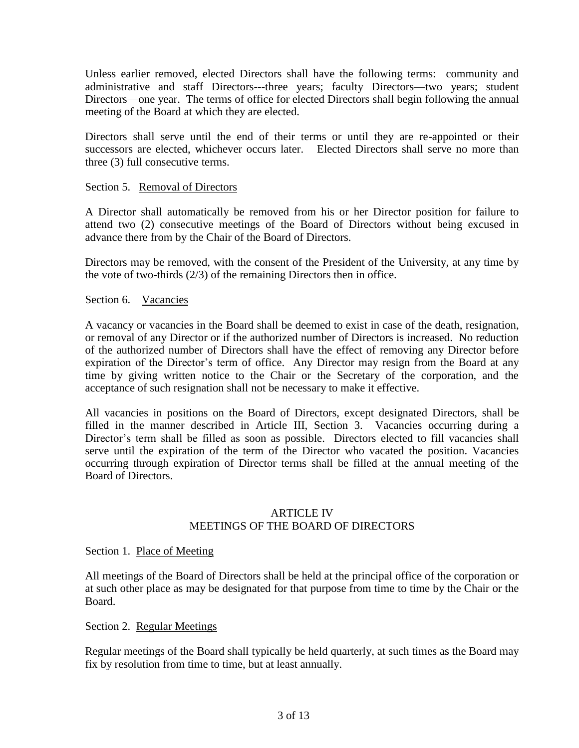Unless earlier removed, elected Directors shall have the following terms: community and administrative and staff Directors---three years; faculty Directors—two years; student Directors—one year. The terms of office for elected Directors shall begin following the annual meeting of the Board at which they are elected.

Directors shall serve until the end of their terms or until they are re-appointed or their successors are elected, whichever occurs later. Elected Directors shall serve no more than three (3) full consecutive terms.

Section 5. <u>Removal of Directors</u>

A Director shall automatically be removed from his or her Director position for failure to attend two (2) consecutive meetings of the Board of Directors without being excused in advance there from by the Chair of the Board of Directors.

Directors may be removed, with the consent of the President of the University, at any time by the vote of two-thirds (2/3) of the remaining Directors then in office.

Section 6. <u>Vacancies</u>

A vacancy or vacancies in the Board shall be deemed to exist in case of the death, resignation, or removal of any Director or if the authorized number of Directors is increased. No reduction of the authorized number of Directors shall have the effect of removing any Director before expiration of the Director's term of office. Any Director may resign from the Board at any time by giving written notice to the Chair or the Secretary of the corporation, and the acceptance of such resignation shall not be necessary to make it effective.

All vacancies in positions on the Board of Directors, except designated Directors, shall be filled in the manner described in Article III, Section 3. Vacancies occurring during a Director's term shall be filled as soon as possible. Directors elected to fill vacancies shall serve until the expiration of the term of the Director who vacated the position. Vacancies occurring through expiration of Director terms shall be filled at the annual meeting of the Board of Directors.

## ARTICLE IV
## MEETINGS OF THE BOARD OF DIRECTORS

Section 1. <u>Place of Meeting</u>

All meetings of the Board of Directors shall be held at the principal office of the corporation or at such other place as may be designated for that purpose from time to time by the Chair or the Board.

Section 2. <u>Regular Meetings</u>

Regular meetings of the Board shall typically be held quarterly, at such times as the Board may fix by resolution from time to time, but at least annually.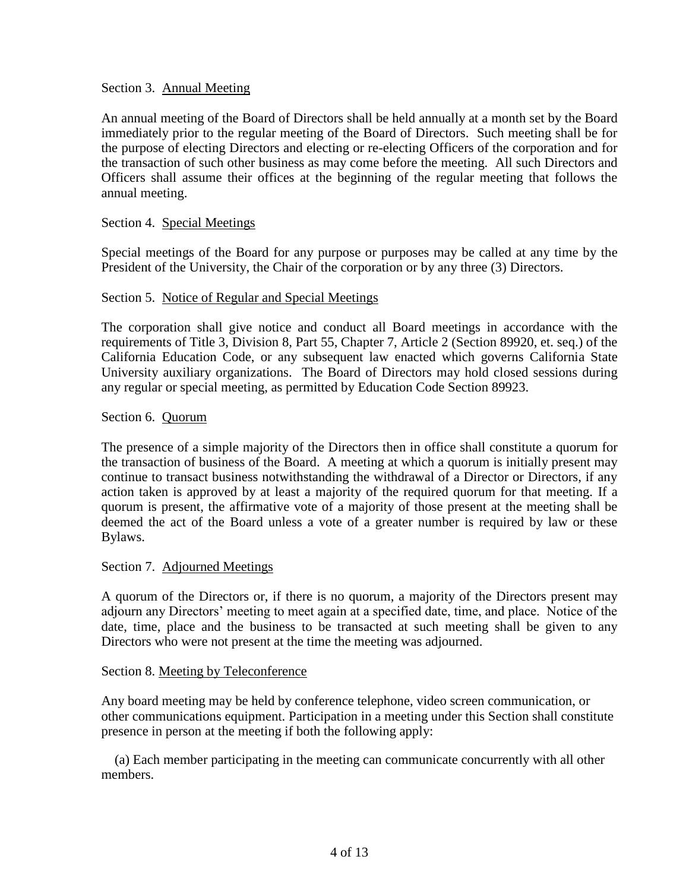Section 3. Annual Meeting

An annual meeting of the Board of Directors shall be held annually at a month set by the Board immediately prior to the regular meeting of the Board of Directors. Such meeting shall be for the purpose of electing Directors and electing or re-electing Officers of the corporation and for the transaction of such other business as may come before the meeting. All such Directors and Officers shall assume their offices at the beginning of the regular meeting that follows the annual meeting.

Section 4. Special Meetings

Special meetings of the Board for any purpose or purposes may be called at any time by the President of the University, the Chair of the corporation or by any three (3) Directors.

Section 5. Notice of Regular and Special Meetings

The corporation shall give notice and conduct all Board meetings in accordance with the requirements of Title 3, Division 8, Part 55, Chapter 7, Article 2 (Section 89920, et. seq.) of the California Education Code, or any subsequent law enacted which governs California State University auxiliary organizations. The Board of Directors may hold closed sessions during any regular or special meeting, as permitted by Education Code Section 89923.

Section 6. Quorum

The presence of a simple majority of the Directors then in office shall constitute a quorum for the transaction of business of the Board. A meeting at which a quorum is initially present may continue to transact business notwithstanding the withdrawal of a Director or Directors, if any action taken is approved by at least a majority of the required quorum for that meeting. If a quorum is present, the affirmative vote of a majority of those present at the meeting shall be deemed the act of the Board unless a vote of a greater number is required by law or these Bylaws.

Section 7. Adjourned Meetings

A quorum of the Directors or, if there is no quorum, a majority of the Directors present may adjourn any Directors' meeting to meet again at a specified date, time, and place. Notice of the date, time, place and the business to be transacted at such meeting shall be given to any Directors who were not present at the time the meeting was adjourned.

Section 8. Meeting by Teleconference

Any board meeting may be held by conference telephone, video screen communication, or other communications equipment. Participation in a meeting under this Section shall constitute presence in person at the meeting if both the following apply:

(a) Each member participating in the meeting can communicate concurrently with all other members.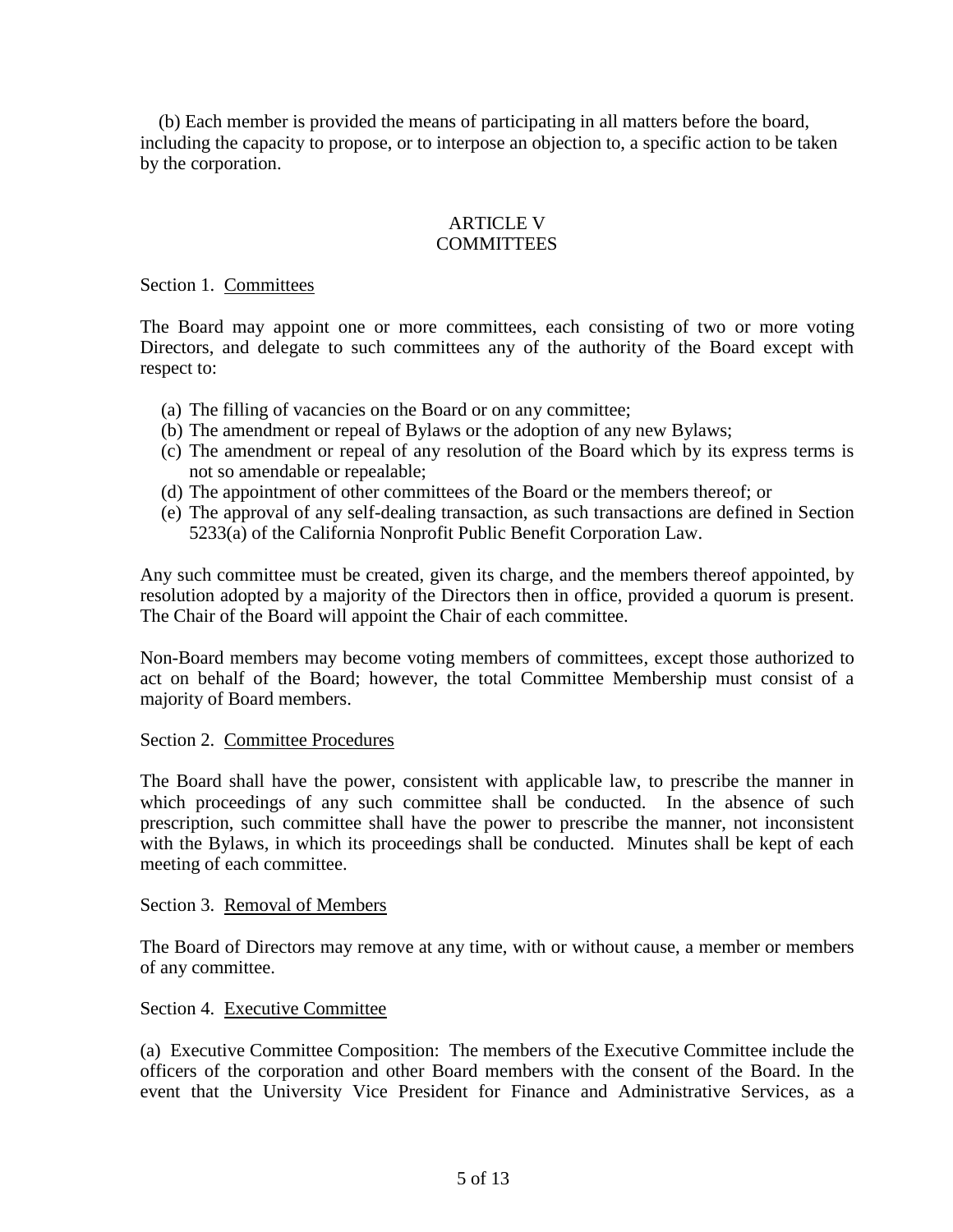(b) Each member is provided the means of participating in all matters before the board, including the capacity to propose, or to interpose an objection to, a specific action to be taken by the corporation.

## ARTICLE V
## COMMITTEES

Section 1. Committees

The Board may appoint one or more committees, each consisting of two or more voting Directors, and delegate to such committees any of the authority of the Board except with respect to:

(a) The filling of vacancies on the Board or on any committee;
(b) The amendment or repeal of Bylaws or the adoption of any new Bylaws;
(c) The amendment or repeal of any resolution of the Board which by its express terms is not so amendable or repealable;
(d) The appointment of other committees of the Board or the members thereof; or
(e) The approval of any self-dealing transaction, as such transactions are defined in Section 5233(a) of the California Nonprofit Public Benefit Corporation Law.

Any such committee must be created, given its charge, and the members thereof appointed, by resolution adopted by a majority of the Directors then in office, provided a quorum is present. The Chair of the Board will appoint the Chair of each committee.

Non-Board members may become voting members of committees, except those authorized to act on behalf of the Board; however, the total Committee Membership must consist of a majority of Board members.

Section 2. Committee Procedures

The Board shall have the power, consistent with applicable law, to prescribe the manner in which proceedings of any such committee shall be conducted. In the absence of such prescription, such committee shall have the power to prescribe the manner, not inconsistent with the Bylaws, in which its proceedings shall be conducted. Minutes shall be kept of each meeting of each committee.

Section 3. Removal of Members

The Board of Directors may remove at any time, with or without cause, a member or members of any committee.

Section 4. Executive Committee

(a) Executive Committee Composition: The members of the Executive Committee include the officers of the corporation and other Board members with the consent of the Board. In the event that the University Vice President for Finance and Administrative Services, as a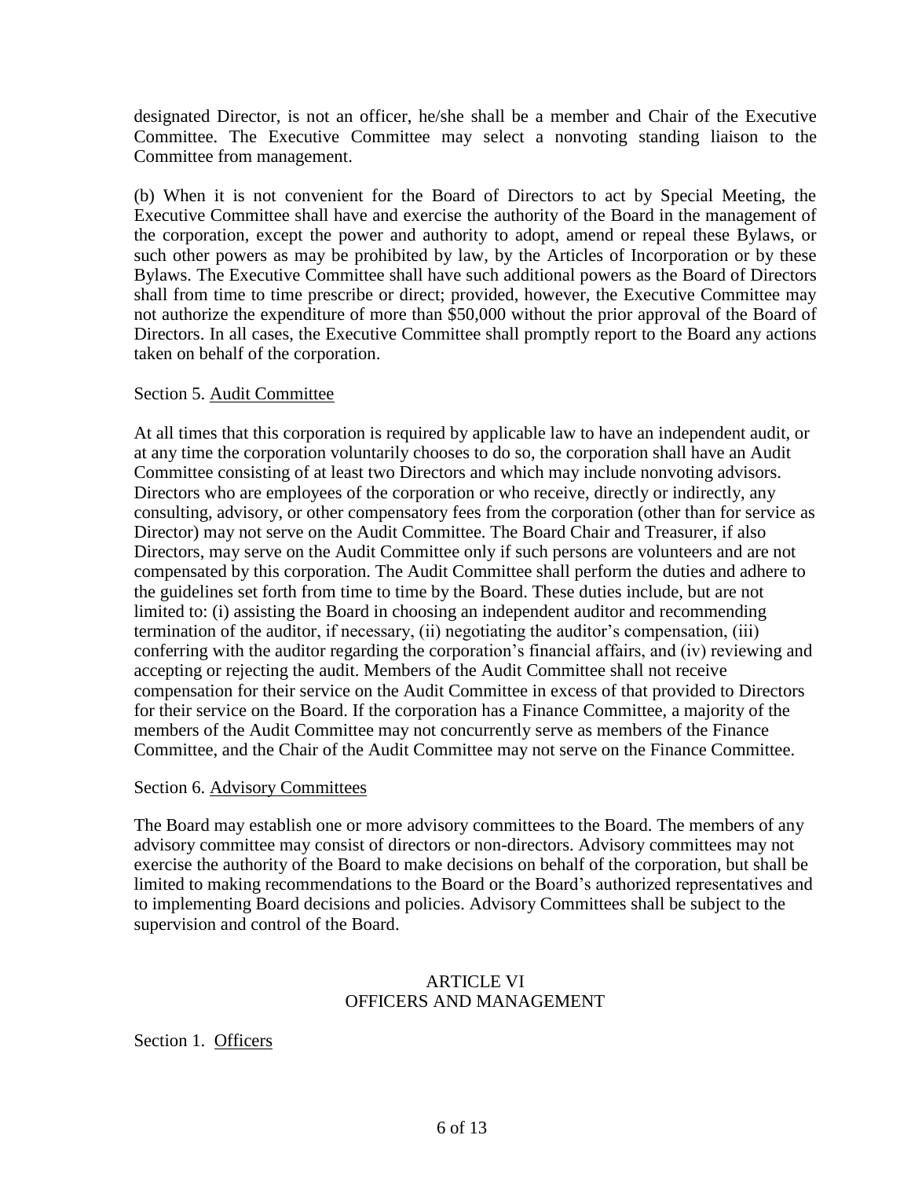designated Director, is not an officer, he/she shall be a member and Chair of the Executive Committee. The Executive Committee may select a nonvoting standing liaison to the Committee from management.

(b) When it is not convenient for the Board of Directors to act by Special Meeting, the Executive Committee shall have and exercise the authority of the Board in the management of the corporation, except the power and authority to adopt, amend or repeal these Bylaws, or such other powers as may be prohibited by law, by the Articles of Incorporation or by these Bylaws. The Executive Committee shall have such additional powers as the Board of Directors shall from time to time prescribe or direct; provided, however, the Executive Committee may not authorize the expenditure of more than $50,000 without the prior approval of the Board of Directors. In all cases, the Executive Committee shall promptly report to the Board any actions taken on behalf of the corporation.

Section 5. Audit Committee

At all times that this corporation is required by applicable law to have an independent audit, or at any time the corporation voluntarily chooses to do so, the corporation shall have an Audit Committee consisting of at least two Directors and which may include nonvoting advisors. Directors who are employees of the corporation or who receive, directly or indirectly, any consulting, advisory, or other compensatory fees from the corporation (other than for service as Director) may not serve on the Audit Committee. The Board Chair and Treasurer, if also Directors, may serve on the Audit Committee only if such persons are volunteers and are not compensated by this corporation. The Audit Committee shall perform the duties and adhere to the guidelines set forth from time to time by the Board. These duties include, but are not limited to: (i) assisting the Board in choosing an independent auditor and recommending termination of the auditor, if necessary, (ii) negotiating the auditor's compensation, (iii) conferring with the auditor regarding the corporation's financial affairs, and (iv) reviewing and accepting or rejecting the audit. Members of the Audit Committee shall not receive compensation for their service on the Audit Committee in excess of that provided to Directors for their service on the Board. If the corporation has a Finance Committee, a majority of the members of the Audit Committee may not concurrently serve as members of the Finance Committee, and the Chair of the Audit Committee may not serve on the Finance Committee.

Section 6. Advisory Committees

The Board may establish one or more advisory committees to the Board. The members of any advisory committee may consist of directors or non-directors. Advisory committees may not exercise the authority of the Board to make decisions on behalf of the corporation, but shall be limited to making recommendations to the Board or the Board's authorized representatives and to implementing Board decisions and policies. Advisory Committees shall be subject to the supervision and control of the Board.

## ARTICLE VI
## OFFICERS AND MANAGEMENT

Section 1. Officers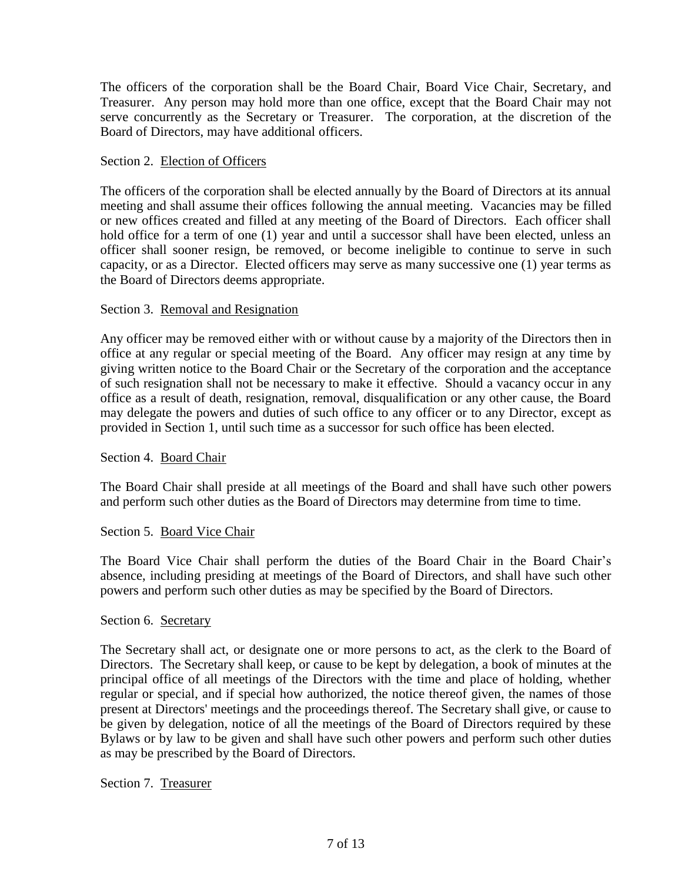The officers of the corporation shall be the Board Chair, Board Vice Chair, Secretary, and Treasurer. Any person may hold more than one office, except that the Board Chair may not serve concurrently as the Secretary or Treasurer. The corporation, at the discretion of the Board of Directors, may have additional officers.

Section 2. Election of Officers

The officers of the corporation shall be elected annually by the Board of Directors at its annual meeting and shall assume their offices following the annual meeting. Vacancies may be filled or new offices created and filled at any meeting of the Board of Directors. Each officer shall hold office for a term of one (1) year and until a successor shall have been elected, unless an officer shall sooner resign, be removed, or become ineligible to continue to serve in such capacity, or as a Director. Elected officers may serve as many successive one (1) year terms as the Board of Directors deems appropriate.

Section 3. Removal and Resignation

Any officer may be removed either with or without cause by a majority of the Directors then in office at any regular or special meeting of the Board. Any officer may resign at any time by giving written notice to the Board Chair or the Secretary of the corporation and the acceptance of such resignation shall not be necessary to make it effective. Should a vacancy occur in any office as a result of death, resignation, removal, disqualification or any other cause, the Board may delegate the powers and duties of such office to any officer or to any Director, except as provided in Section 1, until such time as a successor for such office has been elected.

Section 4. Board Chair

The Board Chair shall preside at all meetings of the Board and shall have such other powers and perform such other duties as the Board of Directors may determine from time to time.

Section 5. Board Vice Chair

The Board Vice Chair shall perform the duties of the Board Chair in the Board Chair's absence, including presiding at meetings of the Board of Directors, and shall have such other powers and perform such other duties as may be specified by the Board of Directors.

Section 6. Secretary

The Secretary shall act, or designate one or more persons to act, as the clerk to the Board of Directors. The Secretary shall keep, or cause to be kept by delegation, a book of minutes at the principal office of all meetings of the Directors with the time and place of holding, whether regular or special, and if special how authorized, the notice thereof given, the names of those present at Directors' meetings and the proceedings thereof. The Secretary shall give, or cause to be given by delegation, notice of all the meetings of the Board of Directors required by these Bylaws or by law to be given and shall have such other powers and perform such other duties as may be prescribed by the Board of Directors.

Section 7. Treasurer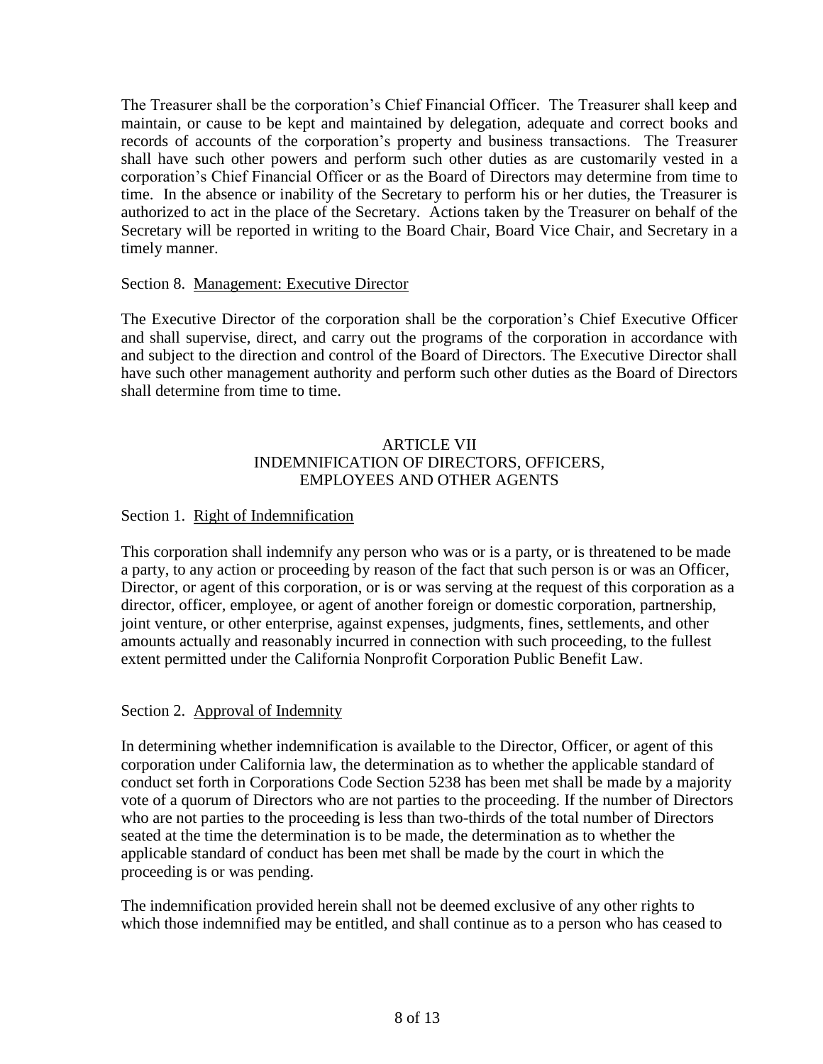The Treasurer shall be the corporation's Chief Financial Officer. The Treasurer shall keep and maintain, or cause to be kept and maintained by delegation, adequate and correct books and records of accounts of the corporation's property and business transactions. The Treasurer shall have such other powers and perform such other duties as are customarily vested in a corporation's Chief Financial Officer or as the Board of Directors may determine from time to time. In the absence or inability of the Secretary to perform his or her duties, the Treasurer is authorized to act in the place of the Secretary. Actions taken by the Treasurer on behalf of the Secretary will be reported in writing to the Board Chair, Board Vice Chair, and Secretary in a timely manner.

Section 8. Management: Executive Director

The Executive Director of the corporation shall be the corporation's Chief Executive Officer and shall supervise, direct, and carry out the programs of the corporation in accordance with and subject to the direction and control of the Board of Directors. The Executive Director shall have such other management authority and perform such other duties as the Board of Directors shall determine from time to time.

## ARTICLE VII
## INDEMNIFICATION OF DIRECTORS, OFFICERS, EMPLOYEES AND OTHER AGENTS

Section 1. Right of Indemnification

This corporation shall indemnify any person who was or is a party, or is threatened to be made a party, to any action or proceeding by reason of the fact that such person is or was an Officer, Director, or agent of this corporation, or is or was serving at the request of this corporation as a director, officer, employee, or agent of another foreign or domestic corporation, partnership, joint venture, or other enterprise, against expenses, judgments, fines, settlements, and other amounts actually and reasonably incurred in connection with such proceeding, to the fullest extent permitted under the California Nonprofit Corporation Public Benefit Law.

Section 2. Approval of Indemnity

In determining whether indemnification is available to the Director, Officer, or agent of this corporation under California law, the determination as to whether the applicable standard of conduct set forth in Corporations Code Section 5238 has been met shall be made by a majority vote of a quorum of Directors who are not parties to the proceeding. If the number of Directors who are not parties to the proceeding is less than two-thirds of the total number of Directors seated at the time the determination is to be made, the determination as to whether the applicable standard of conduct has been met shall be made by the court in which the proceeding is or was pending.

The indemnification provided herein shall not be deemed exclusive of any other rights to which those indemnified may be entitled, and shall continue as to a person who has ceased to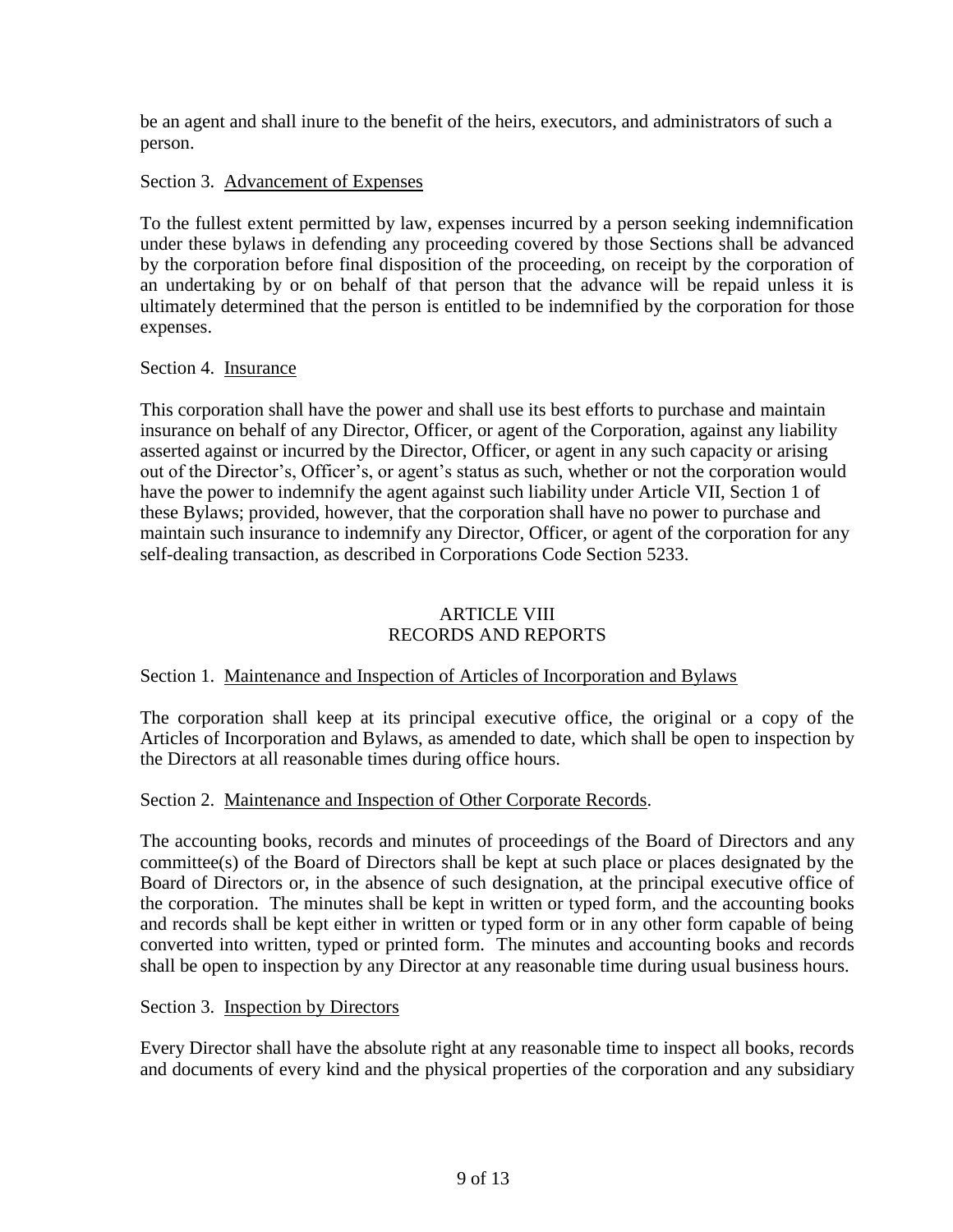be an agent and shall inure to the benefit of the heirs, executors, and administrators of such a person.

Section 3. Advancement of Expenses

To the fullest extent permitted by law, expenses incurred by a person seeking indemnification under these bylaws in defending any proceeding covered by those Sections shall be advanced by the corporation before final disposition of the proceeding, on receipt by the corporation of an undertaking by or on behalf of that person that the advance will be repaid unless it is ultimately determined that the person is entitled to be indemnified by the corporation for those expenses.

Section 4. Insurance

This corporation shall have the power and shall use its best efforts to purchase and maintain insurance on behalf of any Director, Officer, or agent of the Corporation, against any liability asserted against or incurred by the Director, Officer, or agent in any such capacity or arising out of the Director's, Officer's, or agent's status as such, whether or not the corporation would have the power to indemnify the agent against such liability under Article VII, Section 1 of these Bylaws; provided, however, that the corporation shall have no power to purchase and maintain such insurance to indemnify any Director, Officer, or agent of the corporation for any self-dealing transaction, as described in Corporations Code Section 5233.

## ARTICLE VIII
## RECORDS AND REPORTS

Section 1. Maintenance and Inspection of Articles of Incorporation and Bylaws

The corporation shall keep at its principal executive office, the original or a copy of the Articles of Incorporation and Bylaws, as amended to date, which shall be open to inspection by the Directors at all reasonable times during office hours.

Section 2. Maintenance and Inspection of Other Corporate Records.

The accounting books, records and minutes of proceedings of the Board of Directors and any committee(s) of the Board of Directors shall be kept at such place or places designated by the Board of Directors or, in the absence of such designation, at the principal executive office of the corporation. The minutes shall be kept in written or typed form, and the accounting books and records shall be kept either in written or typed form or in any other form capable of being converted into written, typed or printed form. The minutes and accounting books and records shall be open to inspection by any Director at any reasonable time during usual business hours.

Section 3. Inspection by Directors

Every Director shall have the absolute right at any reasonable time to inspect all books, records and documents of every kind and the physical properties of the corporation and any subsidiary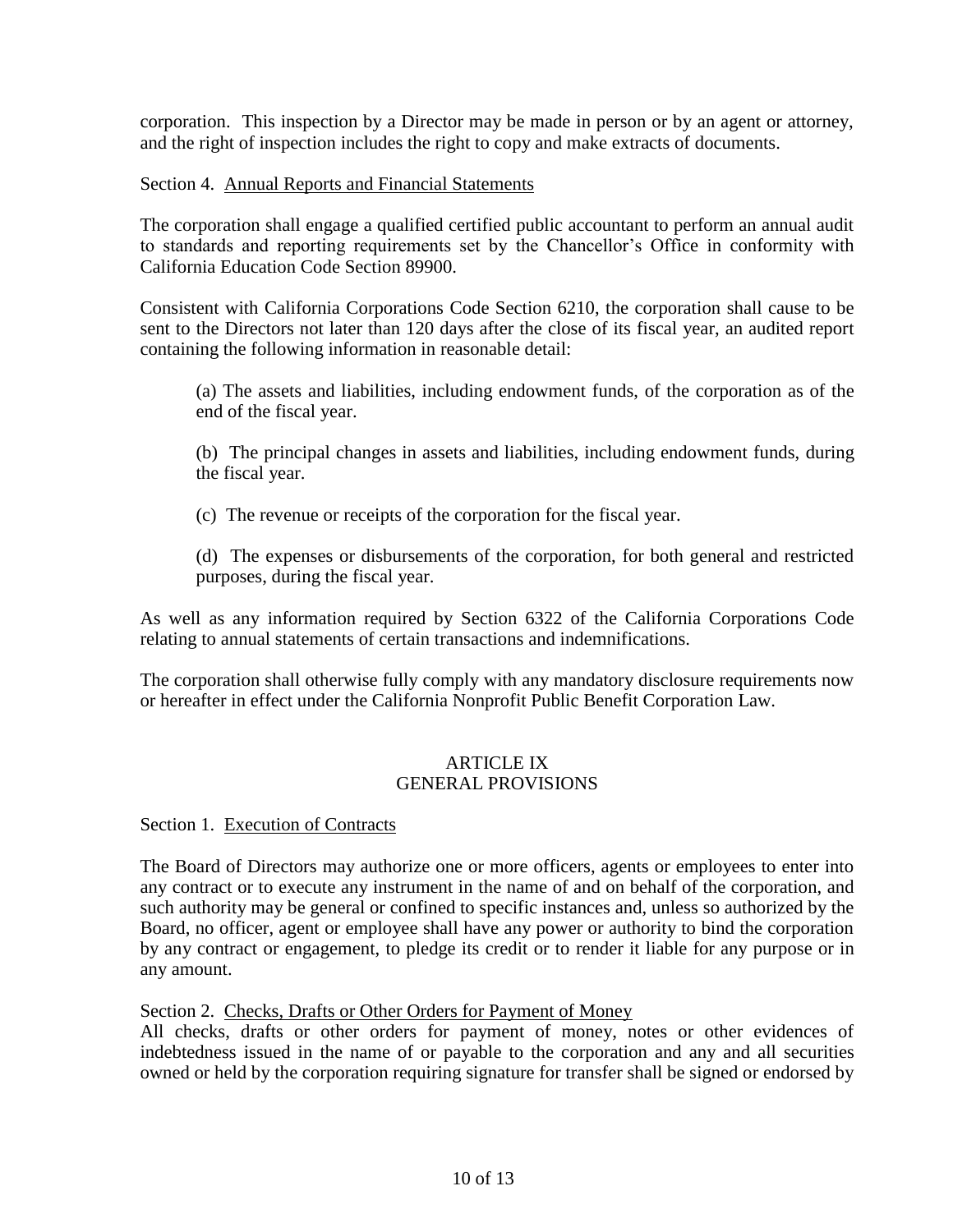corporation. This inspection by a Director may be made in person or by an agent or attorney, and the right of inspection includes the right to copy and make extracts of documents.

Section 4. Annual Reports and Financial Statements

The corporation shall engage a qualified certified public accountant to perform an annual audit to standards and reporting requirements set by the Chancellor's Office in conformity with California Education Code Section 89900.

Consistent with California Corporations Code Section 6210, the corporation shall cause to be sent to the Directors not later than 120 days after the close of its fiscal year, an audited report containing the following information in reasonable detail:

> (a) The assets and liabilities, including endowment funds, of the corporation as of the end of the fiscal year.
>
> (b) The principal changes in assets and liabilities, including endowment funds, during the fiscal year.
>
> (c) The revenue or receipts of the corporation for the fiscal year.
>
> (d) The expenses or disbursements of the corporation, for both general and restricted purposes, during the fiscal year.

As well as any information required by Section 6322 of the California Corporations Code relating to annual statements of certain transactions and indemnifications.

The corporation shall otherwise fully comply with any mandatory disclosure requirements now or hereafter in effect under the California Nonprofit Public Benefit Corporation Law.

## ARTICLE IX
## GENERAL PROVISIONS

Section 1. Execution of Contracts

The Board of Directors may authorize one or more officers, agents or employees to enter into any contract or to execute any instrument in the name of and on behalf of the corporation, and such authority may be general or confined to specific instances and, unless so authorized by the Board, no officer, agent or employee shall have any power or authority to bind the corporation by any contract or engagement, to pledge its credit or to render it liable for any purpose or in any amount.

Section 2. Checks, Drafts or Other Orders for Payment of Money

All checks, drafts or other orders for payment of money, notes or other evidences of indebtedness issued in the name of or payable to the corporation and any and all securities owned or held by the corporation requiring signature for transfer shall be signed or endorsed by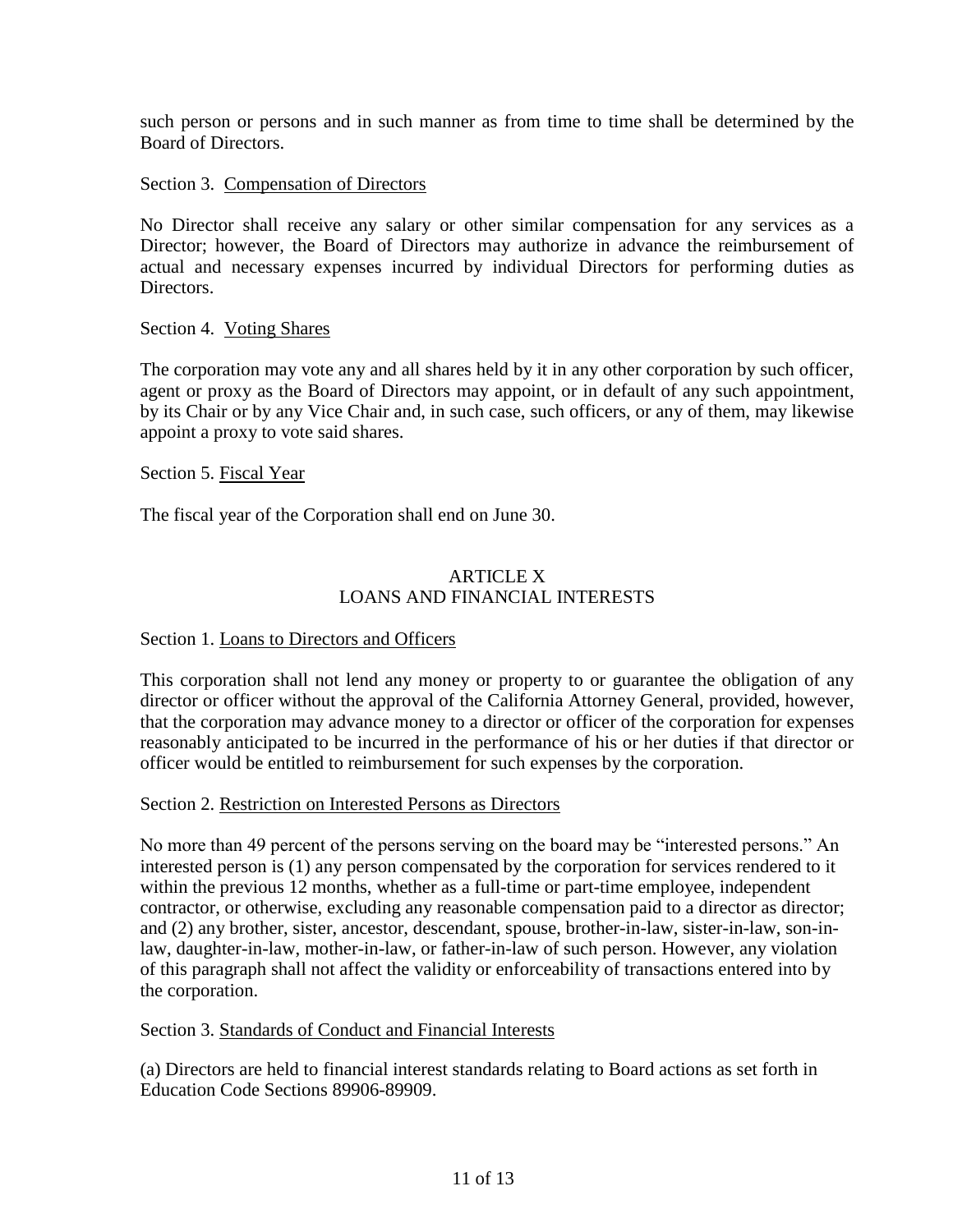such person or persons and in such manner as from time to time shall be determined by the Board of Directors.

Section 3. Compensation of Directors

No Director shall receive any salary or other similar compensation for any services as a Director; however, the Board of Directors may authorize in advance the reimbursement of actual and necessary expenses incurred by individual Directors for performing duties as Directors.

Section 4. Voting Shares

The corporation may vote any and all shares held by it in any other corporation by such officer, agent or proxy as the Board of Directors may appoint, or in default of any such appointment, by its Chair or by any Vice Chair and, in such case, such officers, or any of them, may likewise appoint a proxy to vote said shares.

Section 5. Fiscal Year

The fiscal year of the Corporation shall end on June 30.

## ARTICLE X
## LOANS AND FINANCIAL INTERESTS

Section 1. Loans to Directors and Officers

This corporation shall not lend any money or property to or guarantee the obligation of any director or officer without the approval of the California Attorney General, provided, however, that the corporation may advance money to a director or officer of the corporation for expenses reasonably anticipated to be incurred in the performance of his or her duties if that director or officer would be entitled to reimbursement for such expenses by the corporation.

Section 2. Restriction on Interested Persons as Directors

No more than 49 percent of the persons serving on the board may be "interested persons." An interested person is (1) any person compensated by the corporation for services rendered to it within the previous 12 months, whether as a full-time or part-time employee, independent contractor, or otherwise, excluding any reasonable compensation paid to a director as director; and (2) any brother, sister, ancestor, descendant, spouse, brother-in-law, sister-in-law, son-in-law, daughter-in-law, mother-in-law, or father-in-law of such person. However, any violation of this paragraph shall not affect the validity or enforceability of transactions entered into by the corporation.

Section 3. Standards of Conduct and Financial Interests

(a) Directors are held to financial interest standards relating to Board actions as set forth in Education Code Sections 89906-89909.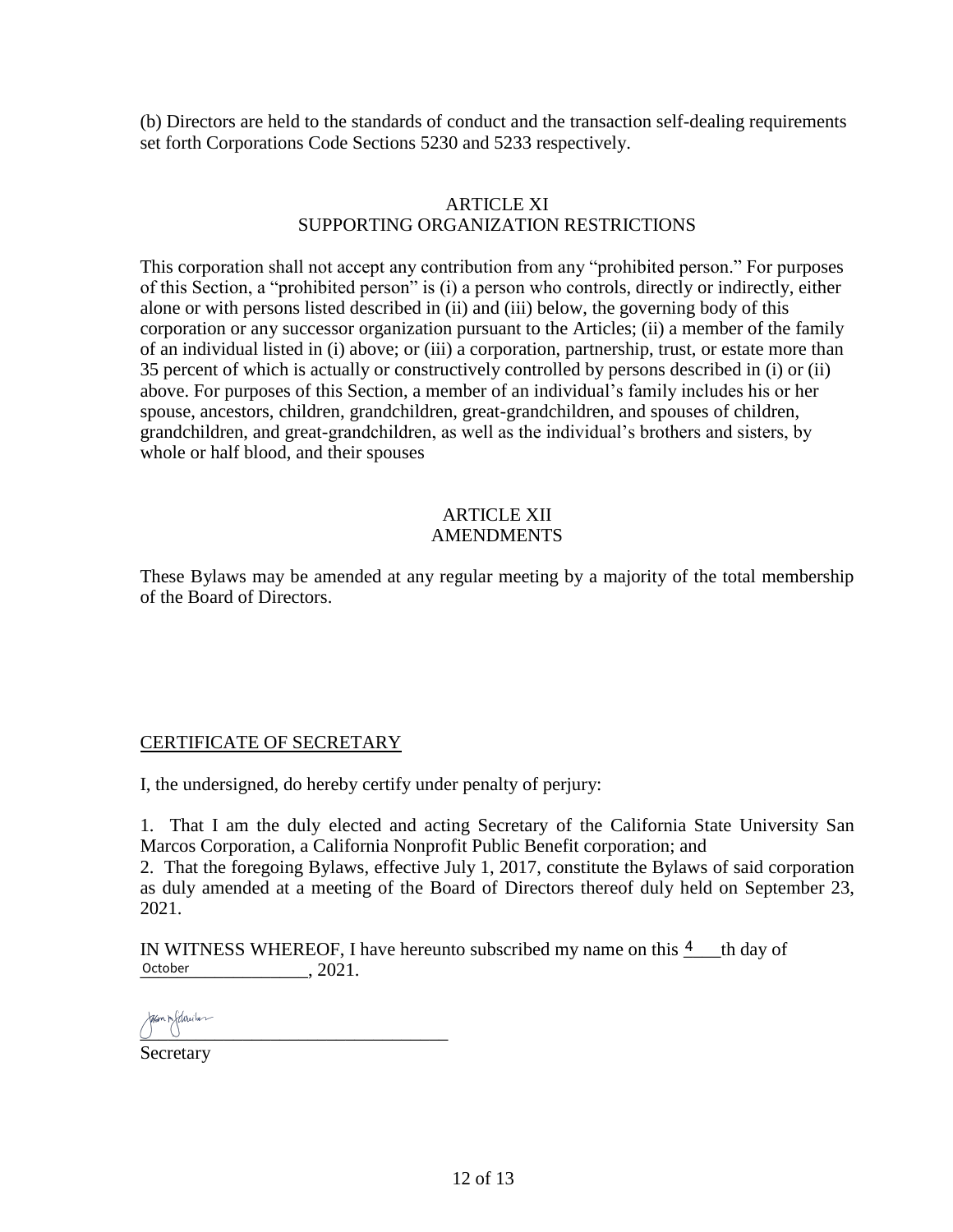(b) Directors are held to the standards of conduct and the transaction self-dealing requirements set forth Corporations Code Sections 5230 and 5233 respectively.

## ARTICLE XI
## SUPPORTING ORGANIZATION RESTRICTIONS

This corporation shall not accept any contribution from any "prohibited person." For purposes of this Section, a "prohibited person" is (i) a person who controls, directly or indirectly, either alone or with persons listed described in (ii) and (iii) below, the governing body of this corporation or any successor organization pursuant to the Articles; (ii) a member of the family of an individual listed in (i) above; or (iii) a corporation, partnership, trust, or estate more than 35 percent of which is actually or constructively controlled by persons described in (i) or (ii) above. For purposes of this Section, a member of an individual's family includes his or her spouse, ancestors, children, grandchildren, great-grandchildren, and spouses of children, grandchildren, and great-grandchildren, as well as the individual's brothers and sisters, by whole or half blood, and their spouses

## ARTICLE XII
## AMENDMENTS

These Bylaws may be amended at any regular meeting by a majority of the total membership of the Board of Directors.

CERTIFICATE OF SECRETARY

I, the undersigned, do hereby certify under penalty of perjury:

1. That I am the duly elected and acting Secretary of the California State University San Marcos Corporation, a California Nonprofit Public Benefit corporation; and
2. That the foregoing Bylaws, effective July 1, 2017, constitute the Bylaws of said corporation as duly amended at a meeting of the Board of Directors thereof duly held on September 23, 2021.

IN WITNESS WHEREOF, I have hereunto subscribed my name on this 4th day of October, 2021.

\_\_\_\_\_\_\_\_\_\_\_\_\_\_\_\_\_\_\_\_\_\_\_\_\_\_\_\_\_\_\_\_
Secretary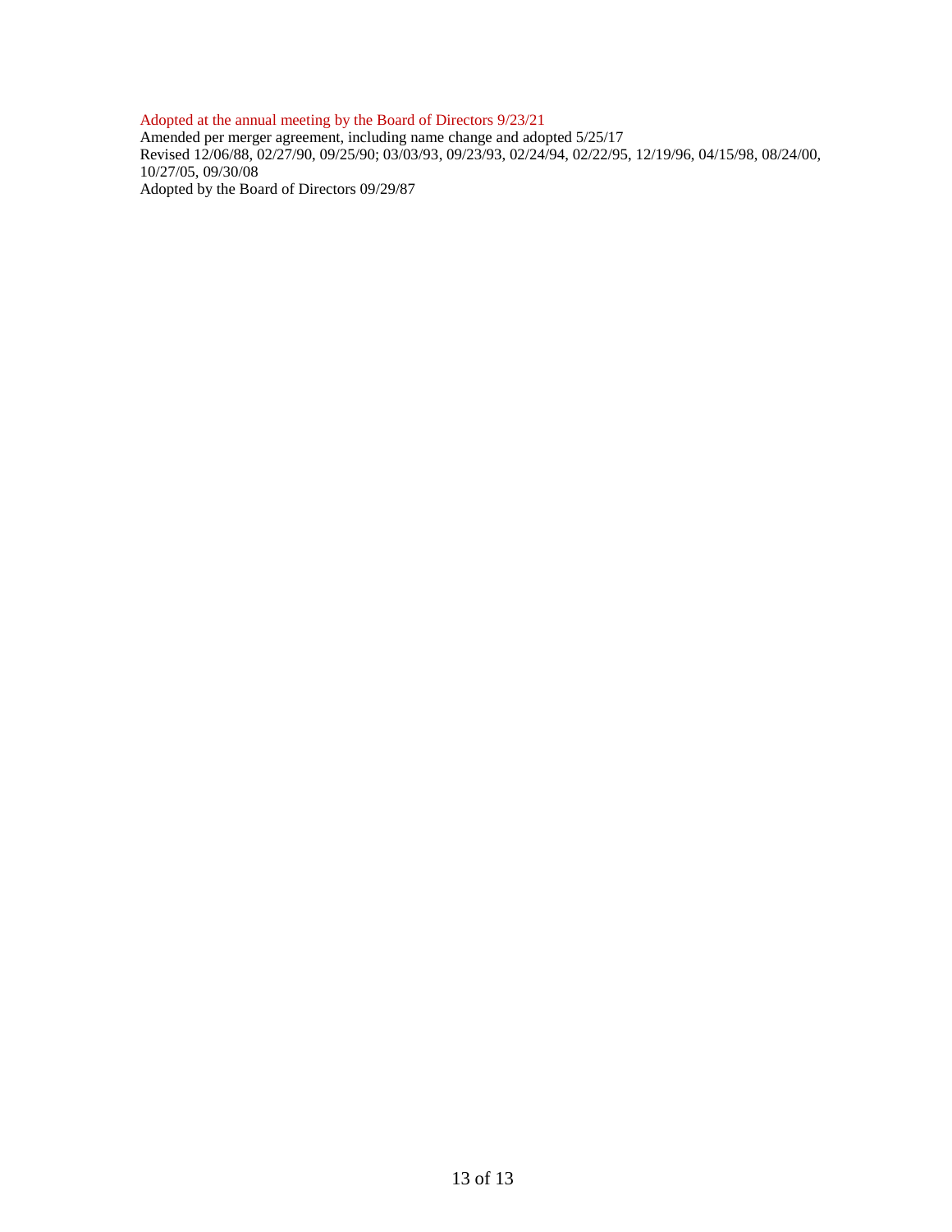Adopted at the annual meeting by the Board of Directors 9/23/21

Amended per merger agreement, including name change and adopted 5/25/17

Revised 12/06/88, 02/27/90, 09/25/90; 03/03/93, 09/23/93, 02/24/94, 02/22/95, 12/19/96, 04/15/98, 08/24/00, 10/27/05, 09/30/08

Adopted by the Board of Directors 09/29/87